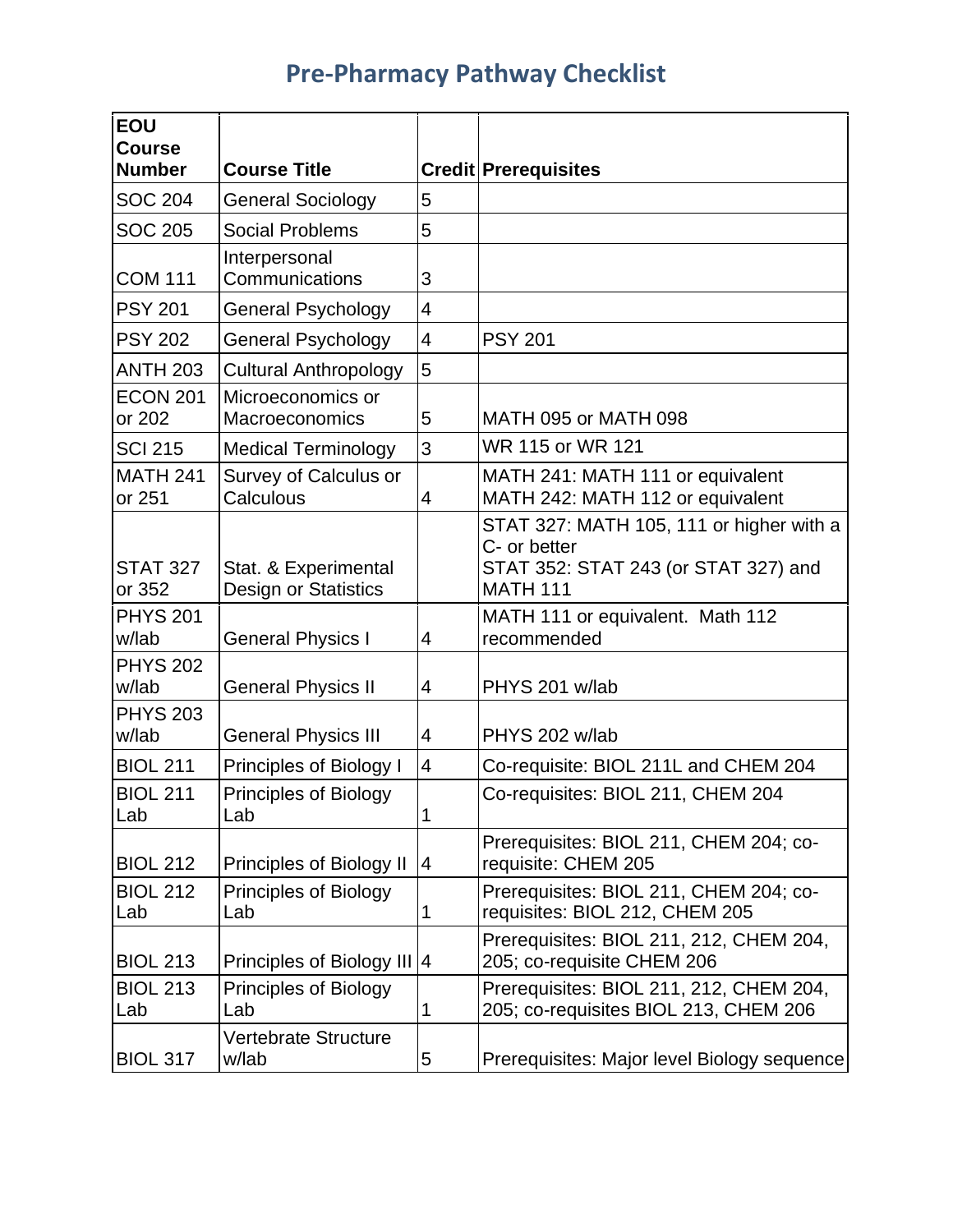# Pre-Pharmacy Pathway Checklist

| EOU Course Number | Course Title | Credit | Prerequisites |
|---|---|---|---|
| SOC 204 | General Sociology | 5 | |
| SOC 205 | Social Problems | 5 | |
| COM 111 | Interpersonal Communications | 3 | |
| PSY 201 | General Psychology | 4 | |
| PSY 202 | General Psychology | 4 | PSY 201 |
| ANTH 203 | Cultural Anthropology | 5 | |
| ECON 201 or 202 | Microeconomics or Macroeconomics | 5 | MATH 095 or MATH 098 |
| SCI 215 | Medical Terminology | 3 | WR 115 or WR 121 |
| MATH 241 or 251 | Survey of Calculus or Calculous | 4 | MATH 241: MATH 111 or equivalent<br>MATH 242: MATH 112 or equivalent |
| STAT 327 or 352 | Stat. & Experimental Design or Statistics | | STAT 327: MATH 105, 111 or higher with a C- or better<br>STAT 352: STAT 243 (or STAT 327) and MATH 111 |
| PHYS 201 w/lab | General Physics I | 4 | MATH 111 or equivalent. Math 112 recommended |
| PHYS 202 w/lab | General Physics II | 4 | PHYS 201 w/lab |
| PHYS 203 w/lab | General Physics III | 4 | PHYS 202 w/lab |
| BIOL 211 | Principles of Biology I | 4 | Co-requisite: BIOL 211L and CHEM 204 |
| BIOL 211 Lab | Principles of Biology Lab | 1 | Co-requisites: BIOL 211, CHEM 204 |
| BIOL 212 | Principles of Biology II | 4 | Prerequisites: BIOL 211, CHEM 204; co-requisite: CHEM 205 |
| BIOL 212 Lab | Principles of Biology Lab | 1 | Prerequisites: BIOL 211, CHEM 204; co-requisites: BIOL 212, CHEM 205 |
| BIOL 213 | Principles of Biology III | 4 | Prerequisites: BIOL 211, 212, CHEM 204, 205; co-requisite CHEM 206 |
| BIOL 213 Lab | Principles of Biology Lab | 1 | Prerequisites: BIOL 211, 212, CHEM 204, 205; co-requisites BIOL 213, CHEM 206 |
| BIOL 317 | Vertebrate Structure w/lab | 5 | Prerequisites: Major level Biology sequence |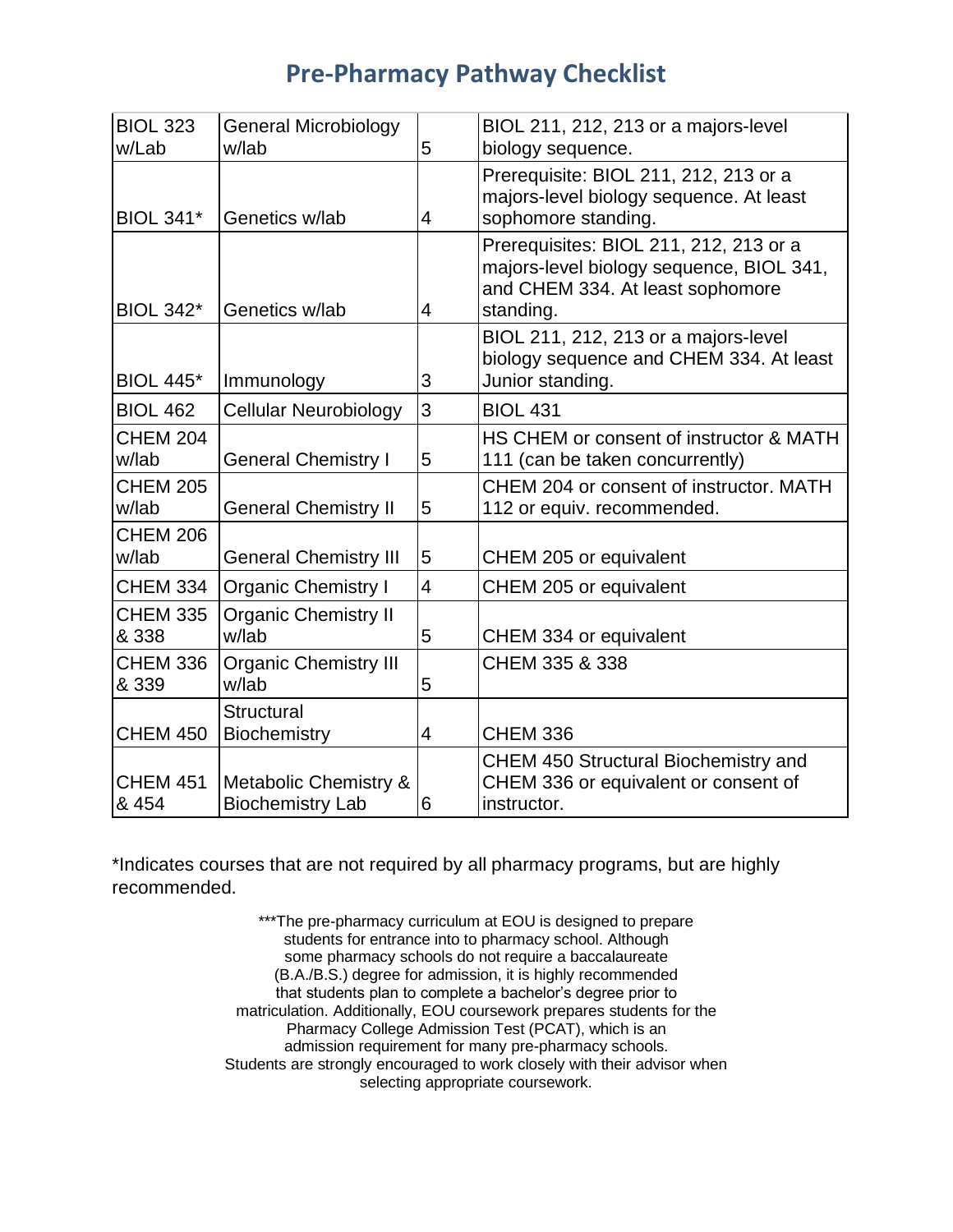# Pre-Pharmacy Pathway Checklist

| | | | |
|---|---|---|---|
| BIOL 323 w/Lab | General Microbiology w/lab | 5 | BIOL 211, 212, 213 or a majors-level biology sequence. |
| BIOL 341* | Genetics w/lab | 4 | Prerequisite: BIOL 211, 212, 213 or a majors-level biology sequence. At least sophomore standing. |
| BIOL 342* | Genetics w/lab | 4 | Prerequisites: BIOL 211, 212, 213 or a majors-level biology sequence, BIOL 341, and CHEM 334. At least sophomore standing. |
| BIOL 445* | Immunology | 3 | BIOL 211, 212, 213 or a majors-level biology sequence and CHEM 334. At least Junior standing. |
| BIOL 462 | Cellular Neurobiology | 3 | BIOL 431 |
| CHEM 204 w/lab | General Chemistry I | 5 | HS CHEM or consent of instructor & MATH 111 (can be taken concurrently) |
| CHEM 205 w/lab | General Chemistry II | 5 | CHEM 204 or consent of instructor. MATH 112 or equiv. recommended. |
| CHEM 206 w/lab | General Chemistry III | 5 | CHEM 205 or equivalent |
| CHEM 334 | Organic Chemistry I | 4 | CHEM 205 or equivalent |
| CHEM 335 & 338 | Organic Chemistry II w/lab | 5 | CHEM 334 or equivalent |
| CHEM 336 & 339 | Organic Chemistry III w/lab | 5 | CHEM 335 & 338 |
| CHEM 450 | Structural Biochemistry | 4 | CHEM 336 |
| CHEM 451 & 454 | Metabolic Chemistry & Biochemistry Lab | 6 | CHEM 450 Structural Biochemistry and CHEM 336 or equivalent or consent of instructor. |

*Indicates courses that are not required by all pharmacy programs, but are highly recommended.

***The pre-pharmacy curriculum at EOU is designed to prepare students for entrance into to pharmacy school. Although some pharmacy schools do not require a baccalaureate (B.A./B.S.) degree for admission, it is highly recommended that students plan to complete a bachelor's degree prior to matriculation. Additionally, EOU coursework prepares students for the Pharmacy College Admission Test (PCAT), which is an admission requirement for many pre-pharmacy schools. Students are strongly encouraged to work closely with their advisor when selecting appropriate coursework.